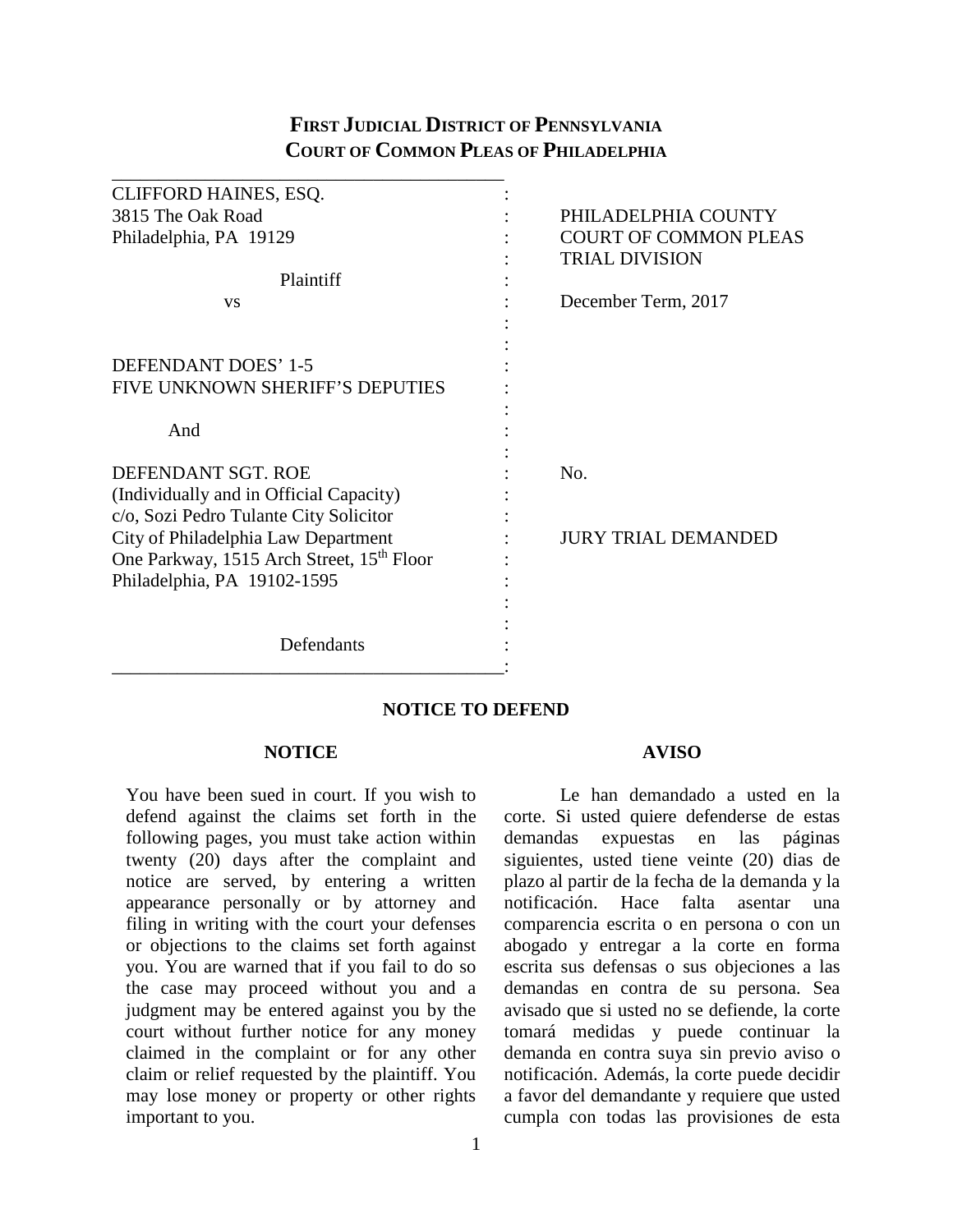# FIRST JUDICIAL DISTRICT OF PENNSYLVANIA
# COURT OF COMMON PLEAS OF PHILADELPHIA

| | | |
|---|---|---|
| CLIFFORD HAINES, ESQ.<br>3815 The Oak Road<br>Philadelphia, PA 19129<br><br>Plaintiff<br>vs<br><br>DEFENDANT DOES' 1-5<br>FIVE UNKNOWN SHERIFF'S DEPUTIES<br><br>And<br><br>DEFENDANT SGT. ROE<br>(Individually and in Official Capacity)<br>c/o, Sozi Pedro Tulante City Solicitor<br>City of Philadelphia Law Department<br>One Parkway, 1515 Arch Street, 15th Floor<br>Philadelphia, PA 19102-1595<br><br>Defendants | : | PHILADELPHIA COUNTY<br>COURT OF COMMON PLEAS<br>TRIAL DIVISION<br><br>December Term, 2017<br><br>No.<br><br>JURY TRIAL DEMANDED |

## NOTICE TO DEFEND

### NOTICE

You have been sued in court. If you wish to defend against the claims set forth in the following pages, you must take action within twenty (20) days after the complaint and notice are served, by entering a written appearance personally or by attorney and filing in writing with the court your defenses or objections to the claims set forth against you. You are warned that if you fail to do so the case may proceed without you and a judgment may be entered against you by the court without further notice for any money claimed in the complaint or for any other claim or relief requested by the plaintiff. You may lose money or property or other rights important to you.

### AVISO

Le han demandado a usted en la corte. Si usted quiere defenderse de estas demandas expuestas en las páginas siguientes, usted tiene veinte (20) dias de plazo al partir de la fecha de la demanda y la notificación. Hace falta asentar una comparencia escrita o en persona o con un abogado y entregar a la corte en forma escrita sus defensas o sus objeciones a las demandas en contra de su persona. Sea avisado que si usted no se defiende, la corte tomará medidas y puede continuar la demanda en contra suya sin previo aviso o notificación. Además, la corte puede decidir a favor del demandante y requiere que usted cumpla con todas las provisiones de esta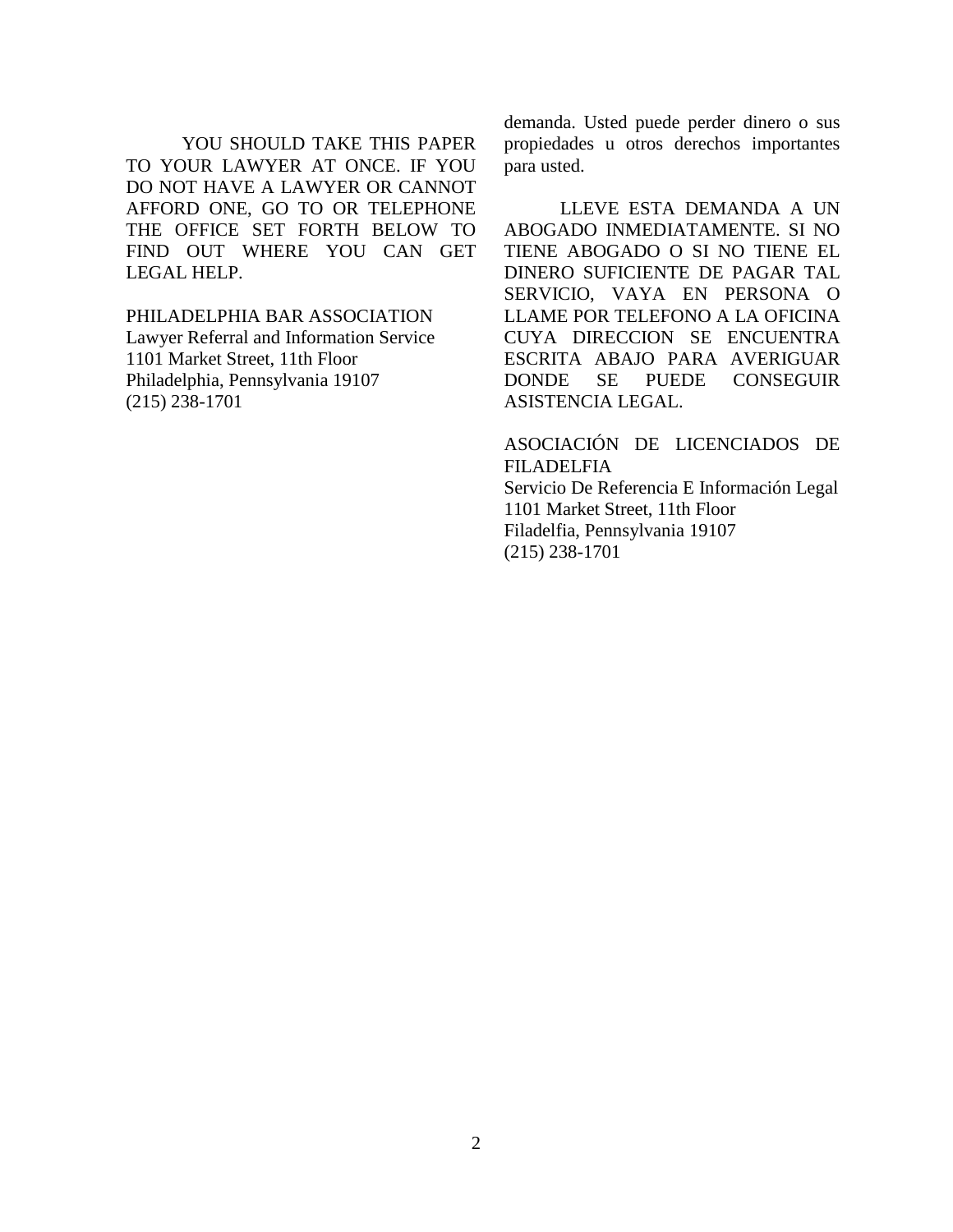YOU SHOULD TAKE THIS PAPER TO YOUR LAWYER AT ONCE. IF YOU DO NOT HAVE A LAWYER OR CANNOT AFFORD ONE, GO TO OR TELEPHONE THE OFFICE SET FORTH BELOW TO FIND OUT WHERE YOU CAN GET LEGAL HELP.

PHILADELPHIA BAR ASSOCIATION
Lawyer Referral and Information Service
1101 Market Street, 11th Floor
Philadelphia, Pennsylvania 19107
(215) 238-1701

demanda. Usted puede perder dinero o sus propiedades u otros derechos importantes para usted.

LLEVE ESTA DEMANDA A UN ABOGADO INMEDIATAMENTE. SI NO TIENE ABOGADO O SI NO TIENE EL DINERO SUFICIENTE DE PAGAR TAL SERVICIO, VAYA EN PERSONA O LLAME POR TELEFONO A LA OFICINA CUYA DIRECCION SE ENCUENTRA ESCRITA ABAJO PARA AVERIGUAR DONDE SE PUEDE CONSEGUIR ASISTENCIA LEGAL.

ASOCIACIÓN DE LICENCIADOS DE FILADELFIA
Servicio De Referencia E Información Legal
1101 Market Street, 11th Floor
Filadelfia, Pennsylvania 19107
(215) 238-1701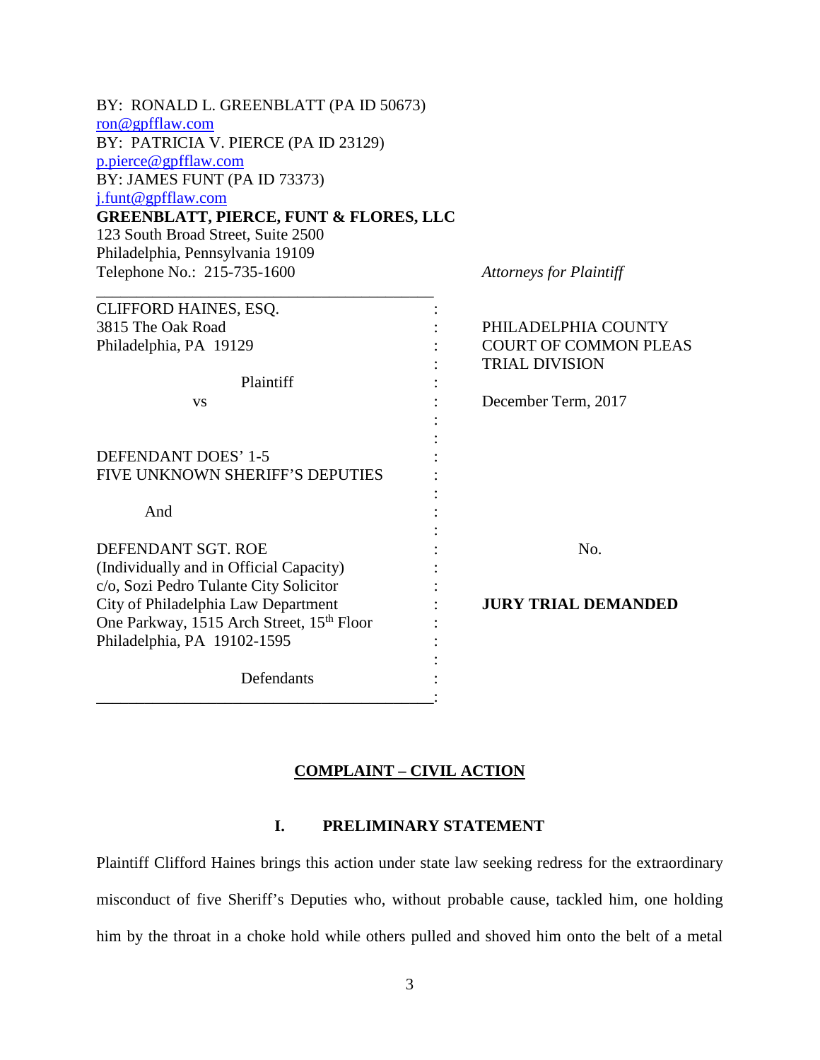BY: RONALD L. GREENBLATT (PA ID 50673)
ron@gpfflaw.com
BY: PATRICIA V. PIERCE (PA ID 23129)
p.pierce@gpfflaw.com
BY: JAMES FUNT (PA ID 73373)
j.funt@gpfflaw.com
**GREENBLATT, PIERCE, FUNT & FLORES, LLC**
123 South Broad Street, Suite 2500
Philadelphia, Pennsylvania 19109
Telephone No.: 215-735-1600

*Attorneys for Plaintiff*

| | | |
|---|---|---|
| CLIFFORD HAINES, ESQ.<br>3815 The Oak Road<br>Philadelphia, PA 19129<br><br>Plaintiff<br><br>vs<br><br>DEFENDANT DOES' 1-5<br>FIVE UNKNOWN SHERIFF'S DEPUTIES<br><br>And<br><br>DEFENDANT SGT. ROE<br>(Individually and in Official Capacity)<br>c/o, Sozi Pedro Tulante City Solicitor<br>City of Philadelphia Law Department<br>One Parkway, 1515 Arch Street, 15th Floor<br>Philadelphia, PA 19102-1595<br><br>Defendants | : | PHILADELPHIA COUNTY<br>COURT OF COMMON PLEAS<br>TRIAL DIVISION<br><br>December Term, 2017<br><br>No.<br><br>**JURY TRIAL DEMANDED** |

## COMPLAINT – CIVIL ACTION

### I. PRELIMINARY STATEMENT

Plaintiff Clifford Haines brings this action under state law seeking redress for the extraordinary misconduct of five Sheriff's Deputies who, without probable cause, tackled him, one holding him by the throat in a choke hold while others pulled and shoved him onto the belt of a metal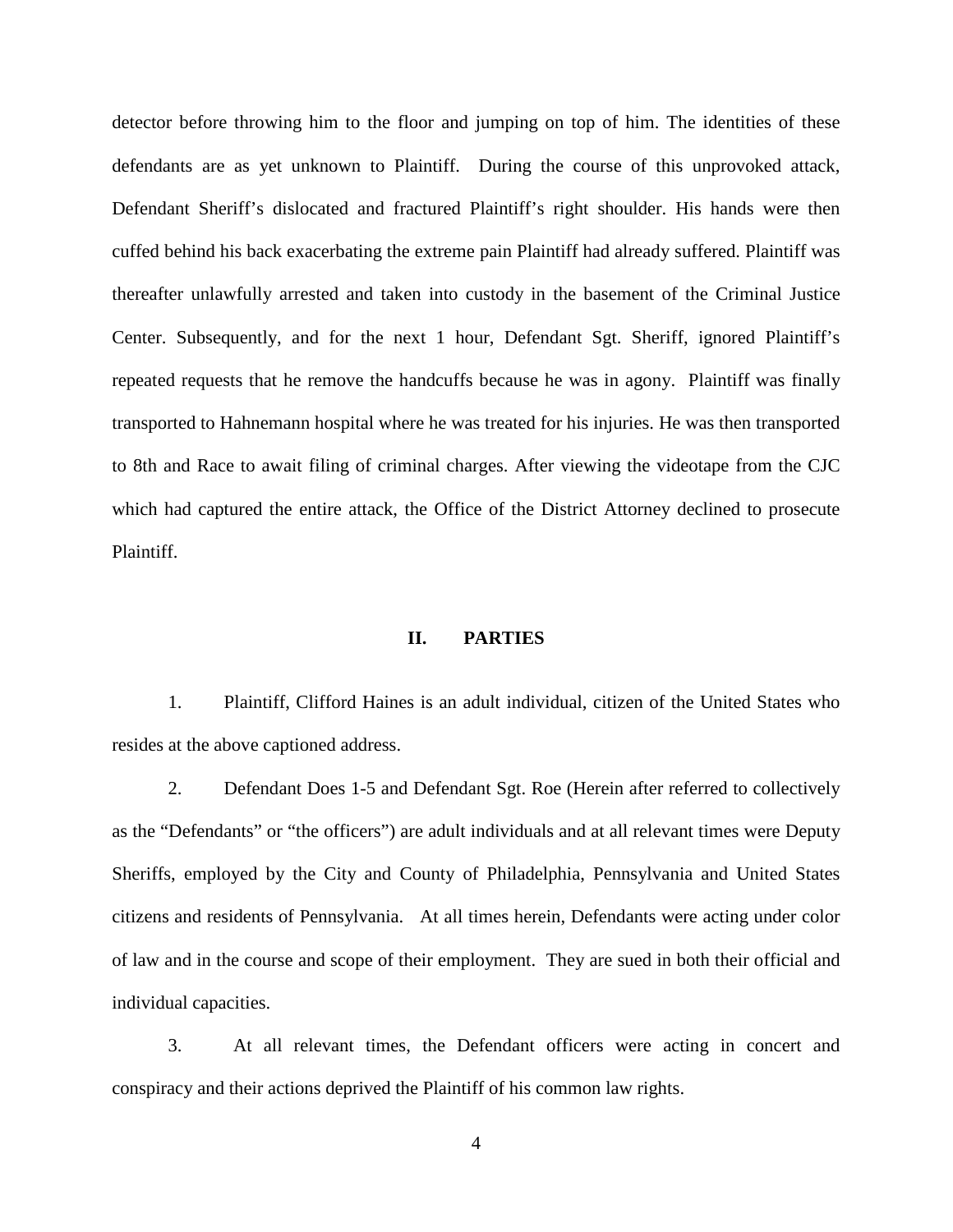detector before throwing him to the floor and jumping on top of him. The identities of these defendants are as yet unknown to Plaintiff. During the course of this unprovoked attack, Defendant Sheriff's dislocated and fractured Plaintiff's right shoulder. His hands were then cuffed behind his back exacerbating the extreme pain Plaintiff had already suffered. Plaintiff was thereafter unlawfully arrested and taken into custody in the basement of the Criminal Justice Center. Subsequently, and for the next 1 hour, Defendant Sgt. Sheriff, ignored Plaintiff's repeated requests that he remove the handcuffs because he was in agony. Plaintiff was finally transported to Hahnemann hospital where he was treated for his injuries. He was then transported to 8th and Race to await filing of criminal charges. After viewing the videotape from the CJC which had captured the entire attack, the Office of the District Attorney declined to prosecute Plaintiff.

## II. PARTIES

1. Plaintiff, Clifford Haines is an adult individual, citizen of the United States who resides at the above captioned address.

2. Defendant Does 1-5 and Defendant Sgt. Roe (Herein after referred to collectively as the "Defendants" or "the officers") are adult individuals and at all relevant times were Deputy Sheriffs, employed by the City and County of Philadelphia, Pennsylvania and United States citizens and residents of Pennsylvania. At all times herein, Defendants were acting under color of law and in the course and scope of their employment. They are sued in both their official and individual capacities.

3. At all relevant times, the Defendant officers were acting in concert and conspiracy and their actions deprived the Plaintiff of his common law rights.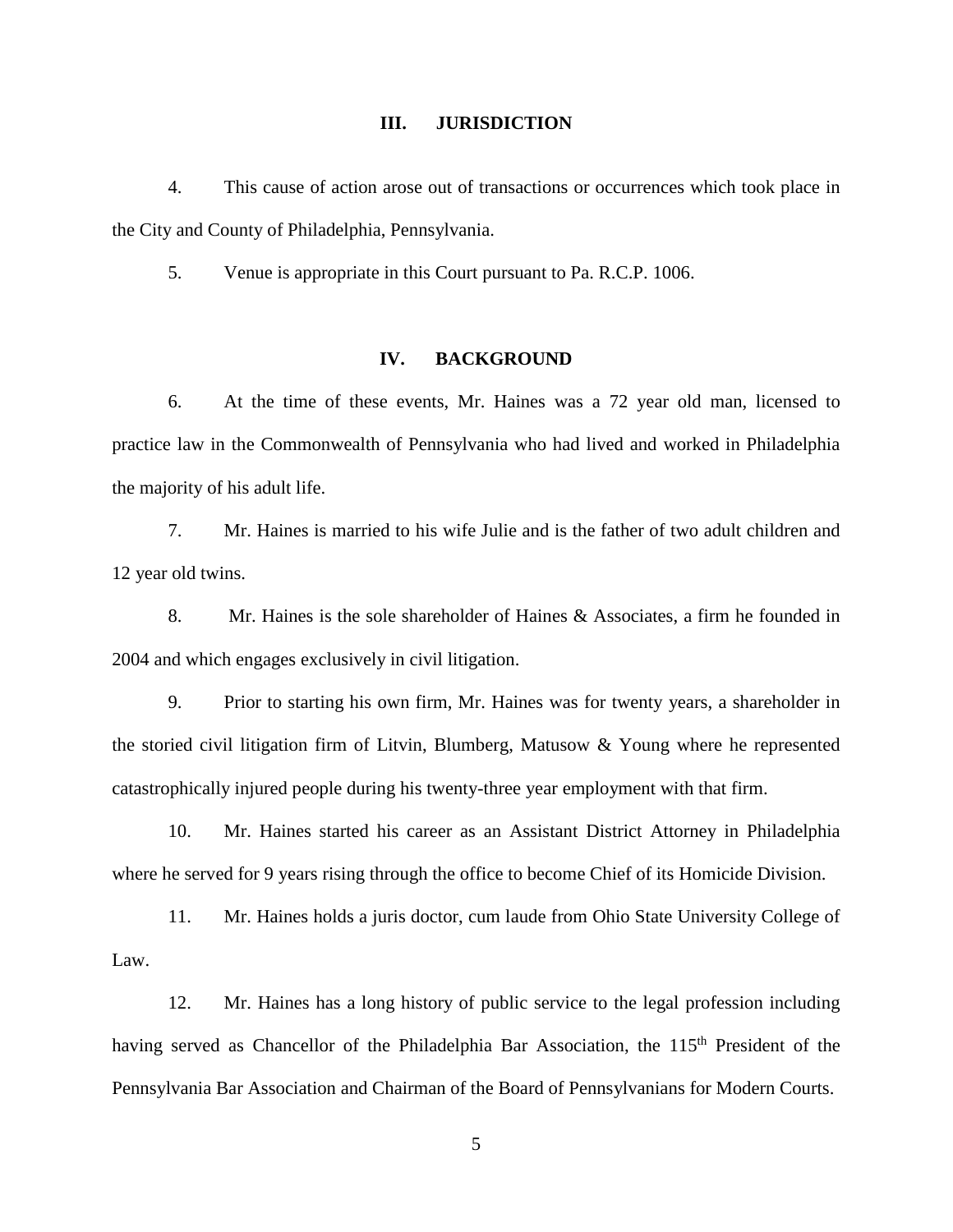## III. JURISDICTION

4. This cause of action arose out of transactions or occurrences which took place in the City and County of Philadelphia, Pennsylvania.

5. Venue is appropriate in this Court pursuant to Pa. R.C.P. 1006.

## IV. BACKGROUND

6. At the time of these events, Mr. Haines was a 72 year old man, licensed to practice law in the Commonwealth of Pennsylvania who had lived and worked in Philadelphia the majority of his adult life.

7. Mr. Haines is married to his wife Julie and is the father of two adult children and 12 year old twins.

8. Mr. Haines is the sole shareholder of Haines & Associates, a firm he founded in 2004 and which engages exclusively in civil litigation.

9. Prior to starting his own firm, Mr. Haines was for twenty years, a shareholder in the storied civil litigation firm of Litvin, Blumberg, Matusow & Young where he represented catastrophically injured people during his twenty-three year employment with that firm.

10. Mr. Haines started his career as an Assistant District Attorney in Philadelphia where he served for 9 years rising through the office to become Chief of its Homicide Division.

11. Mr. Haines holds a juris doctor, cum laude from Ohio State University College of Law.

12. Mr. Haines has a long history of public service to the legal profession including having served as Chancellor of the Philadelphia Bar Association, the 115th President of the Pennsylvania Bar Association and Chairman of the Board of Pennsylvanians for Modern Courts.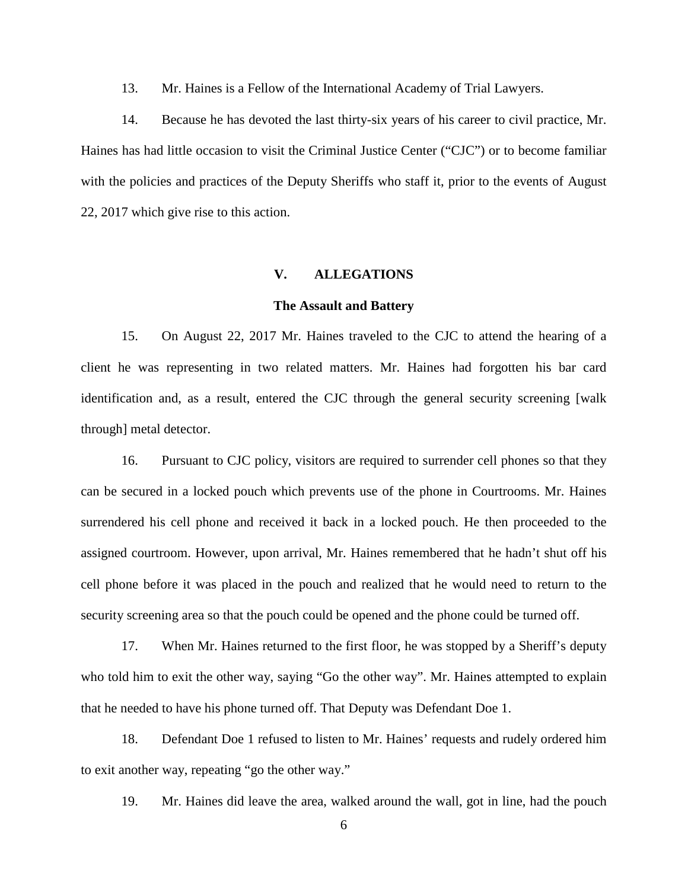13. Mr. Haines is a Fellow of the International Academy of Trial Lawyers.

14. Because he has devoted the last thirty-six years of his career to civil practice, Mr. Haines has had little occasion to visit the Criminal Justice Center ("CJC") or to become familiar with the policies and practices of the Deputy Sheriffs who staff it, prior to the events of August 22, 2017 which give rise to this action.

## V. ALLEGATIONS

### The Assault and Battery

15. On August 22, 2017 Mr. Haines traveled to the CJC to attend the hearing of a client he was representing in two related matters. Mr. Haines had forgotten his bar card identification and, as a result, entered the CJC through the general security screening [walk through] metal detector.

16. Pursuant to CJC policy, visitors are required to surrender cell phones so that they can be secured in a locked pouch which prevents use of the phone in Courtrooms. Mr. Haines surrendered his cell phone and received it back in a locked pouch. He then proceeded to the assigned courtroom. However, upon arrival, Mr. Haines remembered that he hadn't shut off his cell phone before it was placed in the pouch and realized that he would need to return to the security screening area so that the pouch could be opened and the phone could be turned off.

17. When Mr. Haines returned to the first floor, he was stopped by a Sheriff's deputy who told him to exit the other way, saying "Go the other way". Mr. Haines attempted to explain that he needed to have his phone turned off. That Deputy was Defendant Doe 1.

18. Defendant Doe 1 refused to listen to Mr. Haines' requests and rudely ordered him to exit another way, repeating "go the other way."

19. Mr. Haines did leave the area, walked around the wall, got in line, had the pouch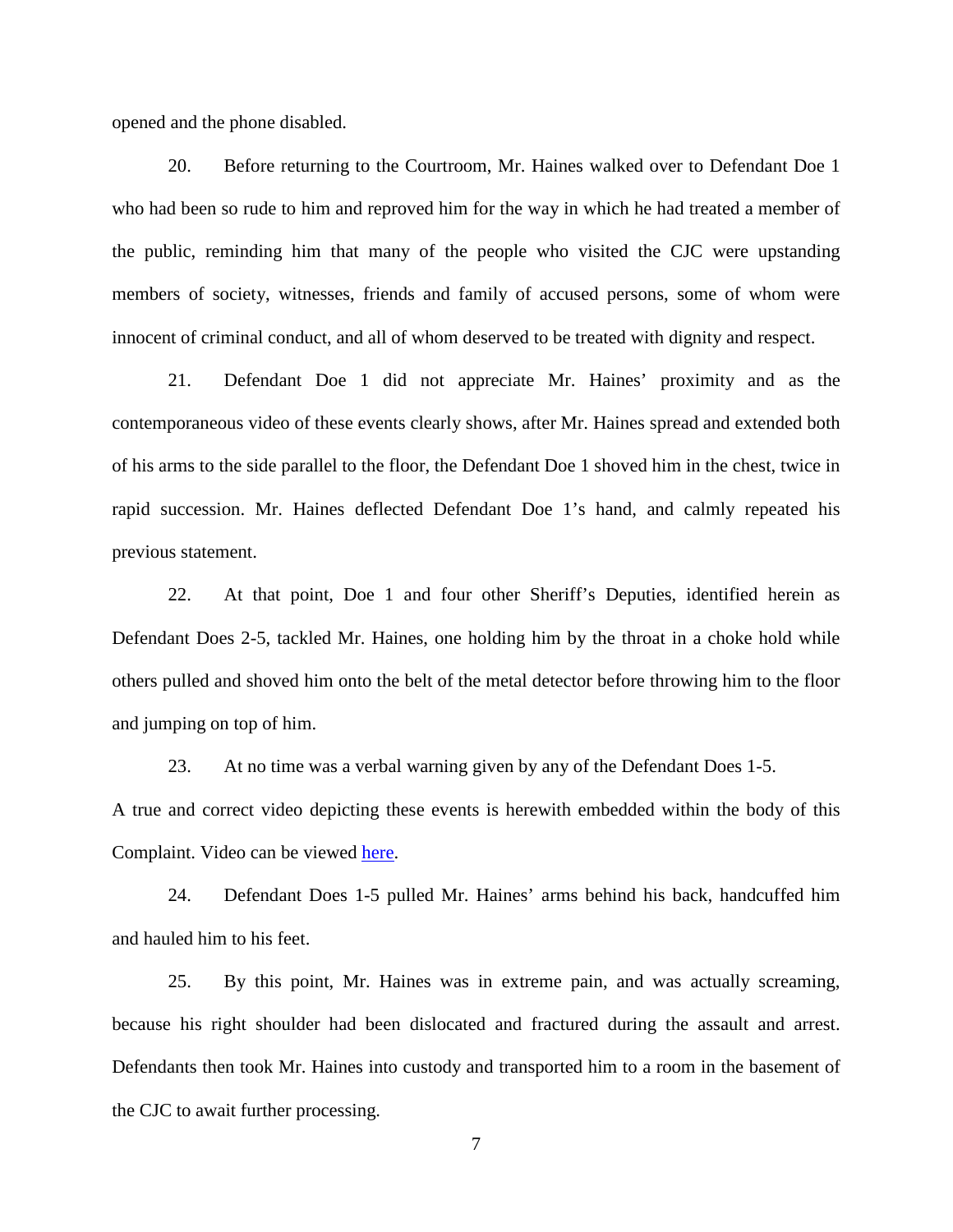opened and the phone disabled.

20. Before returning to the Courtroom, Mr. Haines walked over to Defendant Doe 1 who had been so rude to him and reproved him for the way in which he had treated a member of the public, reminding him that many of the people who visited the CJC were upstanding members of society, witnesses, friends and family of accused persons, some of whom were innocent of criminal conduct, and all of whom deserved to be treated with dignity and respect.

21. Defendant Doe 1 did not appreciate Mr. Haines' proximity and as the contemporaneous video of these events clearly shows, after Mr. Haines spread and extended both of his arms to the side parallel to the floor, the Defendant Doe 1 shoved him in the chest, twice in rapid succession. Mr. Haines deflected Defendant Doe 1's hand, and calmly repeated his previous statement.

22. At that point, Doe 1 and four other Sheriff's Deputies, identified herein as Defendant Does 2-5, tackled Mr. Haines, one holding him by the throat in a choke hold while others pulled and shoved him onto the belt of the metal detector before throwing him to the floor and jumping on top of him.

23. At no time was a verbal warning given by any of the Defendant Does 1-5. A true and correct video depicting these events is herewith embedded within the body of this Complaint. Video can be viewed here.

24. Defendant Does 1-5 pulled Mr. Haines' arms behind his back, handcuffed him and hauled him to his feet.

25. By this point, Mr. Haines was in extreme pain, and was actually screaming, because his right shoulder had been dislocated and fractured during the assault and arrest. Defendants then took Mr. Haines into custody and transported him to a room in the basement of the CJC to await further processing.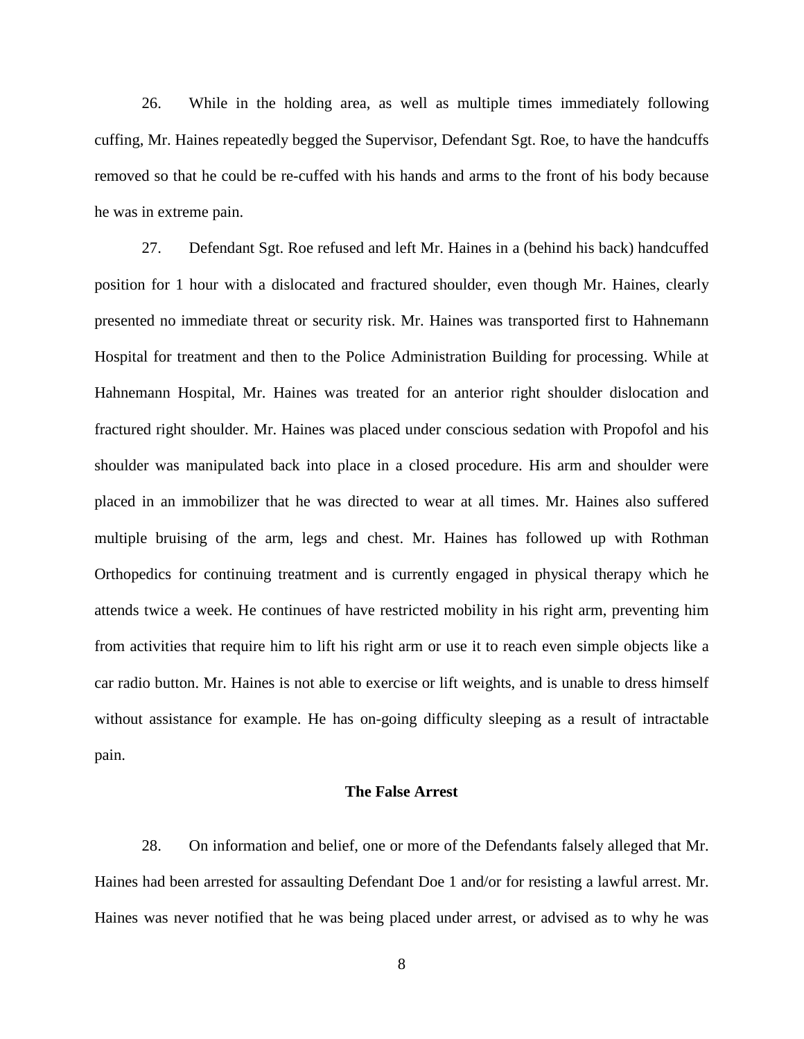26. While in the holding area, as well as multiple times immediately following cuffing, Mr. Haines repeatedly begged the Supervisor, Defendant Sgt. Roe, to have the handcuffs removed so that he could be re-cuffed with his hands and arms to the front of his body because he was in extreme pain.

27. Defendant Sgt. Roe refused and left Mr. Haines in a (behind his back) handcuffed position for 1 hour with a dislocated and fractured shoulder, even though Mr. Haines, clearly presented no immediate threat or security risk. Mr. Haines was transported first to Hahnemann Hospital for treatment and then to the Police Administration Building for processing. While at Hahnemann Hospital, Mr. Haines was treated for an anterior right shoulder dislocation and fractured right shoulder. Mr. Haines was placed under conscious sedation with Propofol and his shoulder was manipulated back into place in a closed procedure. His arm and shoulder were placed in an immobilizer that he was directed to wear at all times. Mr. Haines also suffered multiple bruising of the arm, legs and chest. Mr. Haines has followed up with Rothman Orthopedics for continuing treatment and is currently engaged in physical therapy which he attends twice a week. He continues of have restricted mobility in his right arm, preventing him from activities that require him to lift his right arm or use it to reach even simple objects like a car radio button. Mr. Haines is not able to exercise or lift weights, and is unable to dress himself without assistance for example. He has on-going difficulty sleeping as a result of intractable pain.

**The False Arrest**

28. On information and belief, one or more of the Defendants falsely alleged that Mr. Haines had been arrested for assaulting Defendant Doe 1 and/or for resisting a lawful arrest. Mr. Haines was never notified that he was being placed under arrest, or advised as to why he was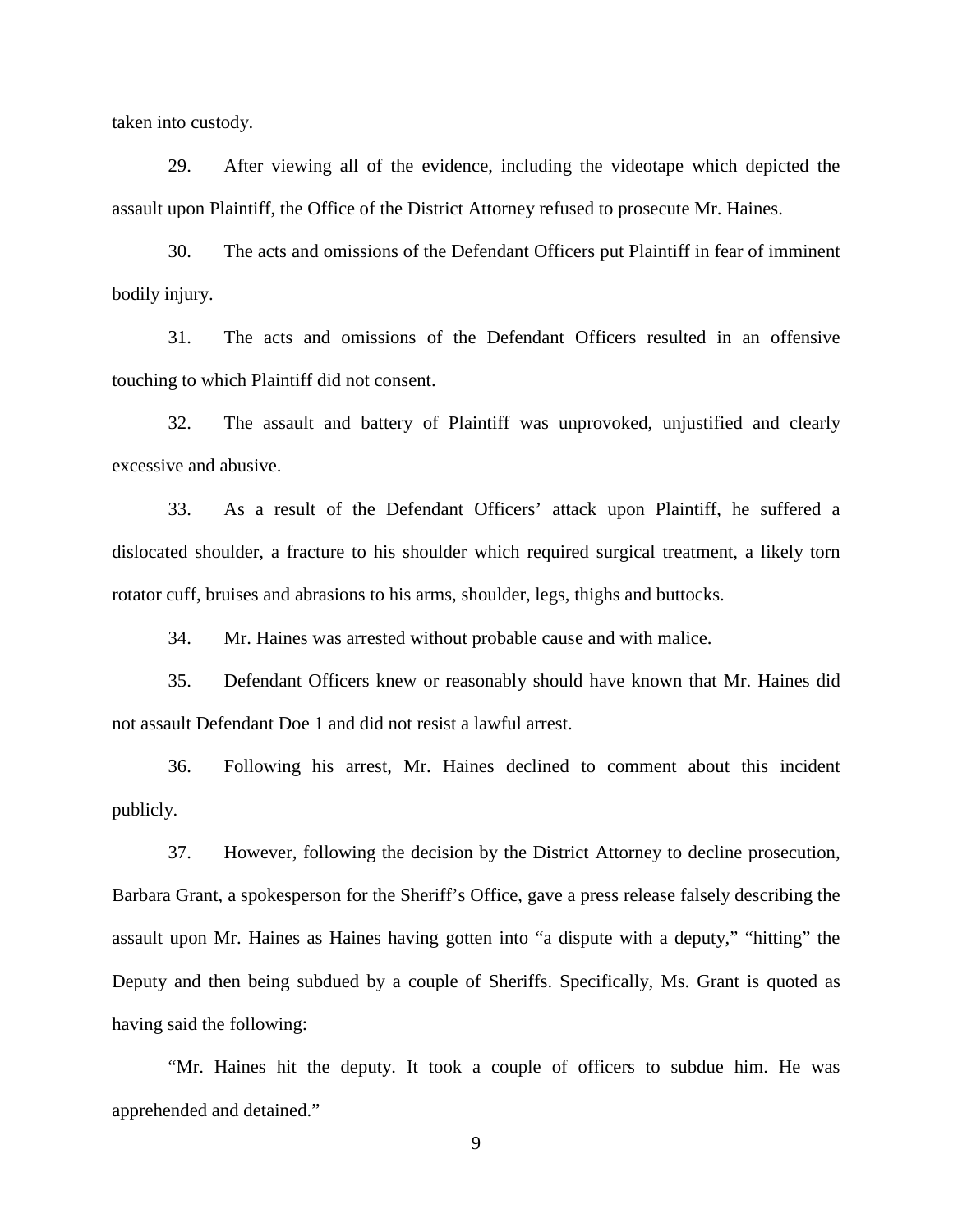taken into custody.

29. After viewing all of the evidence, including the videotape which depicted the assault upon Plaintiff, the Office of the District Attorney refused to prosecute Mr. Haines.

30. The acts and omissions of the Defendant Officers put Plaintiff in fear of imminent bodily injury.

31. The acts and omissions of the Defendant Officers resulted in an offensive touching to which Plaintiff did not consent.

32. The assault and battery of Plaintiff was unprovoked, unjustified and clearly excessive and abusive.

33. As a result of the Defendant Officers' attack upon Plaintiff, he suffered a dislocated shoulder, a fracture to his shoulder which required surgical treatment, a likely torn rotator cuff, bruises and abrasions to his arms, shoulder, legs, thighs and buttocks.

34. Mr. Haines was arrested without probable cause and with malice.

35. Defendant Officers knew or reasonably should have known that Mr. Haines did not assault Defendant Doe 1 and did not resist a lawful arrest.

36. Following his arrest, Mr. Haines declined to comment about this incident publicly.

37. However, following the decision by the District Attorney to decline prosecution, Barbara Grant, a spokesperson for the Sheriff's Office, gave a press release falsely describing the assault upon Mr. Haines as Haines having gotten into "a dispute with a deputy," "hitting" the Deputy and then being subdued by a couple of Sheriffs. Specifically, Ms. Grant is quoted as having said the following:

"Mr. Haines hit the deputy. It took a couple of officers to subdue him. He was apprehended and detained."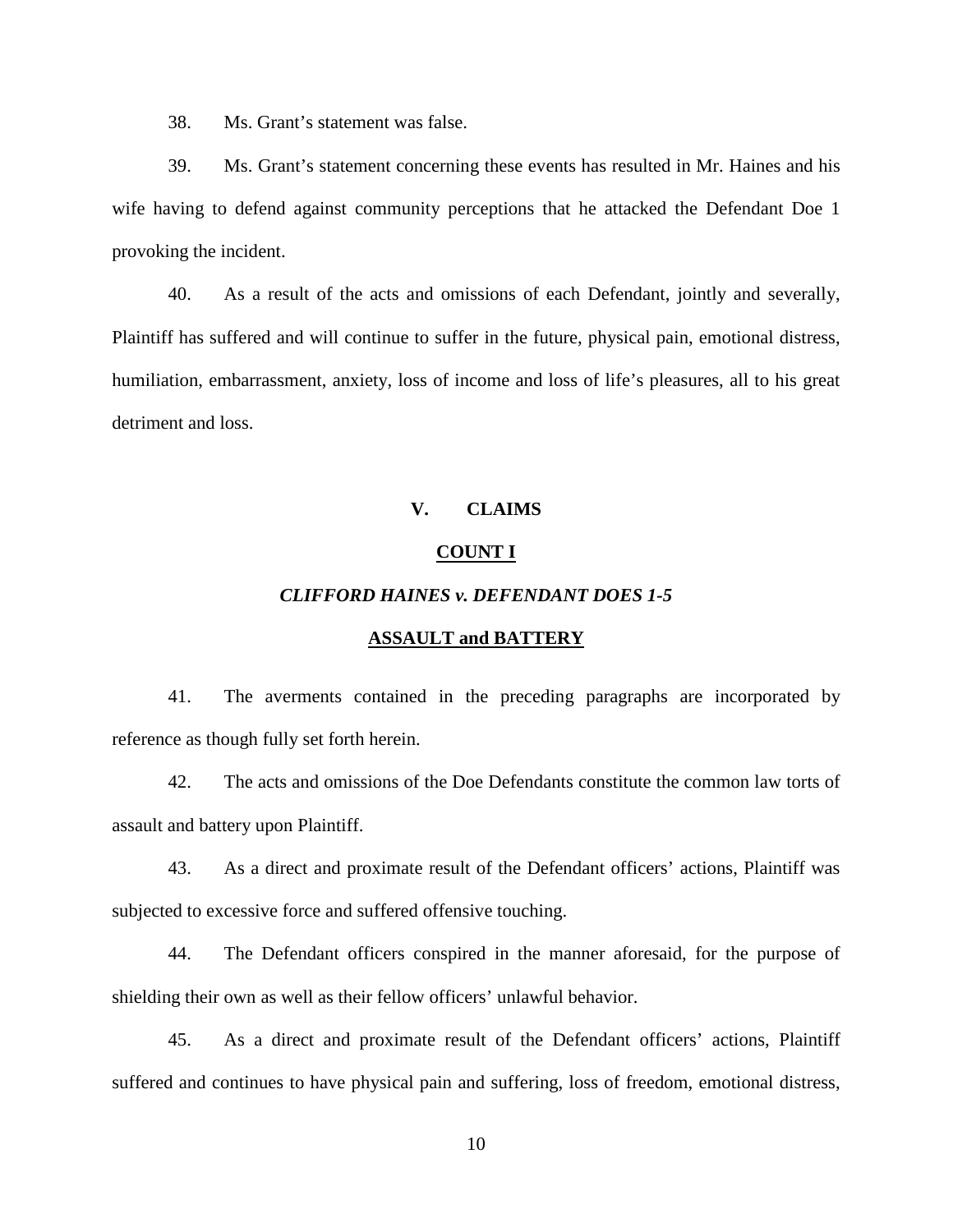38. Ms. Grant's statement was false.

39. Ms. Grant's statement concerning these events has resulted in Mr. Haines and his wife having to defend against community perceptions that he attacked the Defendant Doe 1 provoking the incident.

40. As a result of the acts and omissions of each Defendant, jointly and severally, Plaintiff has suffered and will continue to suffer in the future, physical pain, emotional distress, humiliation, embarrassment, anxiety, loss of income and loss of life's pleasures, all to his great detriment and loss.

## V. CLAIMS

### COUNT I

### *CLIFFORD HAINES v. DEFENDANT DOES 1-5*

### ASSAULT and BATTERY

41. The averments contained in the preceding paragraphs are incorporated by reference as though fully set forth herein.

42. The acts and omissions of the Doe Defendants constitute the common law torts of assault and battery upon Plaintiff.

43. As a direct and proximate result of the Defendant officers' actions, Plaintiff was subjected to excessive force and suffered offensive touching.

44. The Defendant officers conspired in the manner aforesaid, for the purpose of shielding their own as well as their fellow officers' unlawful behavior.

45. As a direct and proximate result of the Defendant officers' actions, Plaintiff suffered and continues to have physical pain and suffering, loss of freedom, emotional distress,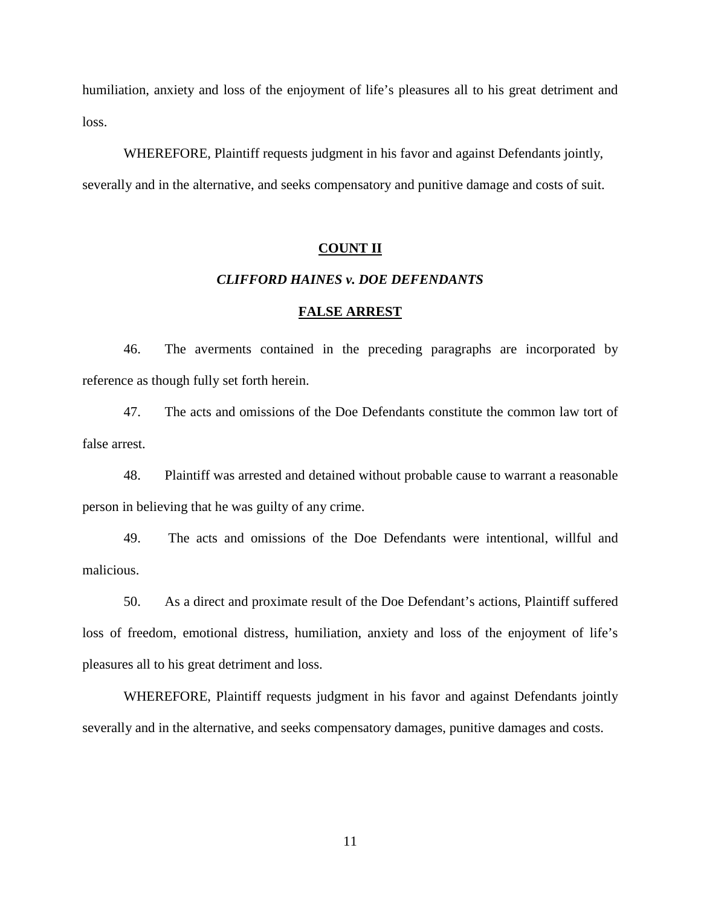humiliation, anxiety and loss of the enjoyment of life's pleasures all to his great detriment and loss.

WHEREFORE, Plaintiff requests judgment in his favor and against Defendants jointly, severally and in the alternative, and seeks compensatory and punitive damage and costs of suit.

**COUNT II**

***CLIFFORD HAINES v. DOE DEFENDANTS***

**FALSE ARREST**

46. The averments contained in the preceding paragraphs are incorporated by reference as though fully set forth herein.

47. The acts and omissions of the Doe Defendants constitute the common law tort of false arrest.

48. Plaintiff was arrested and detained without probable cause to warrant a reasonable person in believing that he was guilty of any crime.

49. The acts and omissions of the Doe Defendants were intentional, willful and malicious.

50. As a direct and proximate result of the Doe Defendant's actions, Plaintiff suffered loss of freedom, emotional distress, humiliation, anxiety and loss of the enjoyment of life's pleasures all to his great detriment and loss.

WHEREFORE, Plaintiff requests judgment in his favor and against Defendants jointly severally and in the alternative, and seeks compensatory damages, punitive damages and costs.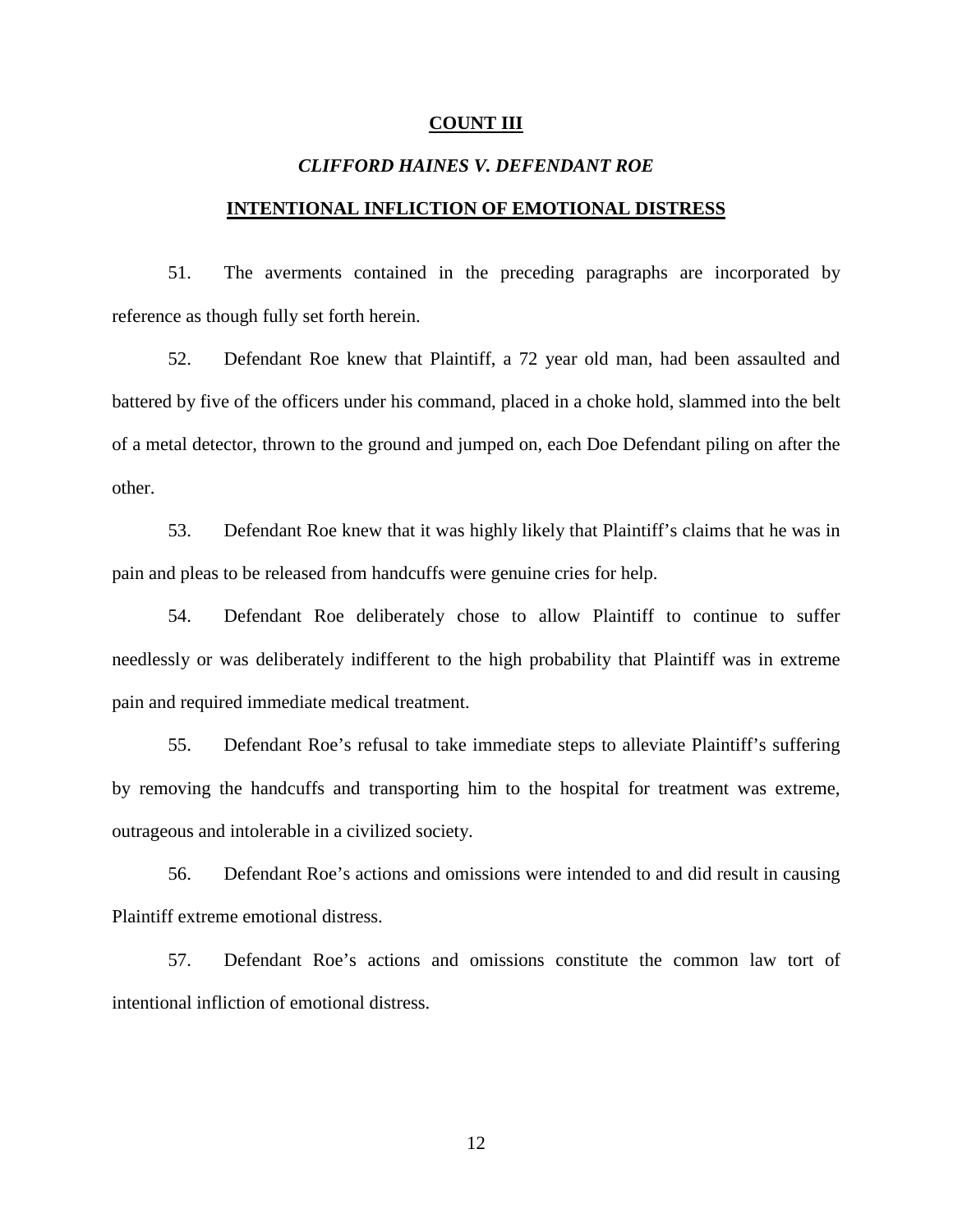**COUNT III**

***CLIFFORD HAINES V. DEFENDANT ROE***

**INTENTIONAL INFLICTION OF EMOTIONAL DISTRESS**

51. The averments contained in the preceding paragraphs are incorporated by reference as though fully set forth herein.

52. Defendant Roe knew that Plaintiff, a 72 year old man, had been assaulted and battered by five of the officers under his command, placed in a choke hold, slammed into the belt of a metal detector, thrown to the ground and jumped on, each Doe Defendant piling on after the other.

53. Defendant Roe knew that it was highly likely that Plaintiff's claims that he was in pain and pleas to be released from handcuffs were genuine cries for help.

54. Defendant Roe deliberately chose to allow Plaintiff to continue to suffer needlessly or was deliberately indifferent to the high probability that Plaintiff was in extreme pain and required immediate medical treatment.

55. Defendant Roe's refusal to take immediate steps to alleviate Plaintiff's suffering by removing the handcuffs and transporting him to the hospital for treatment was extreme, outrageous and intolerable in a civilized society.

56. Defendant Roe's actions and omissions were intended to and did result in causing Plaintiff extreme emotional distress.

57. Defendant Roe's actions and omissions constitute the common law tort of intentional infliction of emotional distress.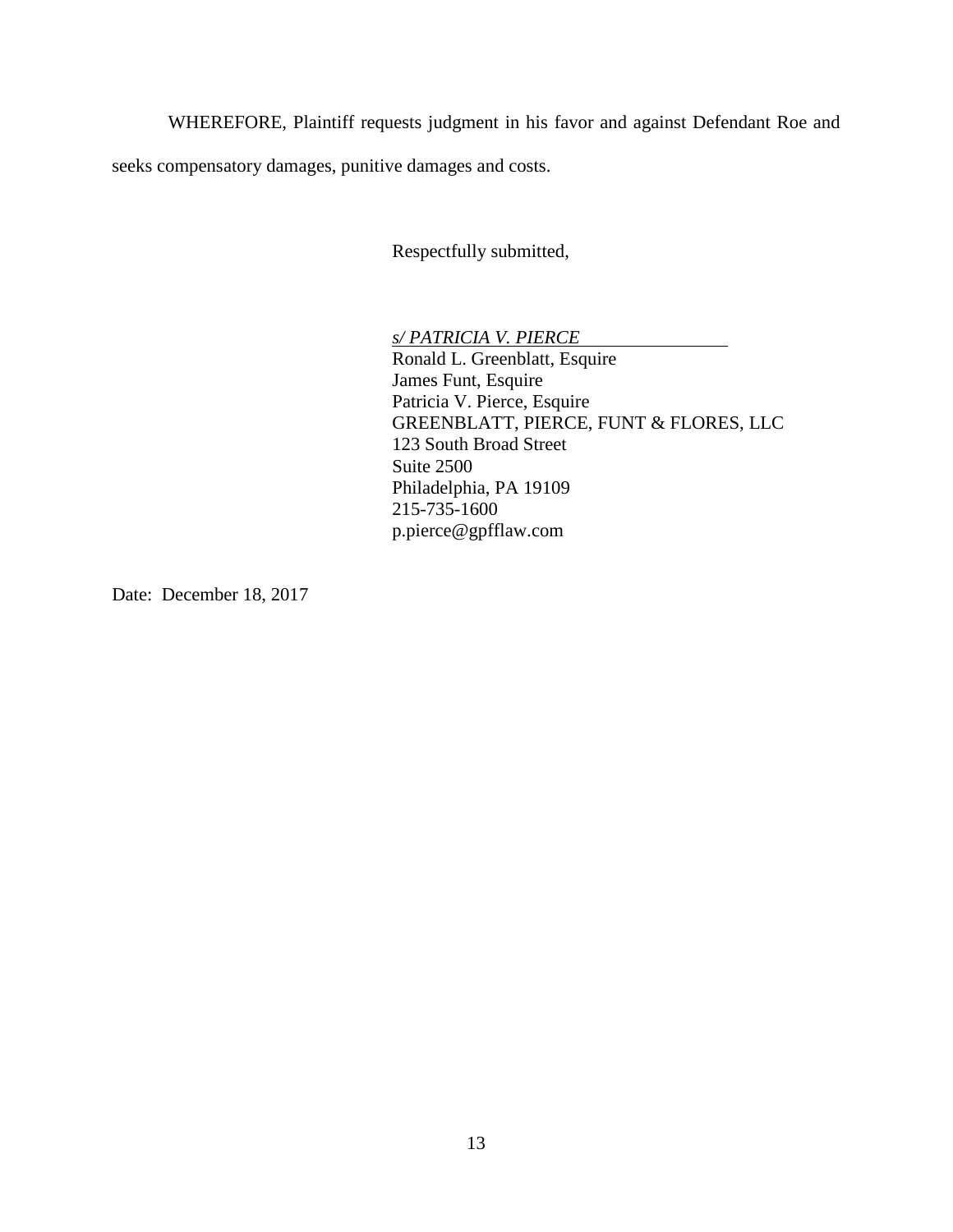WHEREFORE, Plaintiff requests judgment in his favor and against Defendant Roe and seeks compensatory damages, punitive damages and costs.

Respectfully submitted,

*s/ PATRICIA V. PIERCE*
Ronald L. Greenblatt, Esquire
James Funt, Esquire
Patricia V. Pierce, Esquire
GREENBLATT, PIERCE, FUNT & FLORES, LLC
123 South Broad Street
Suite 2500
Philadelphia, PA 19109
215-735-1600
p.pierce@gpfflaw.com

Date: December 18, 2017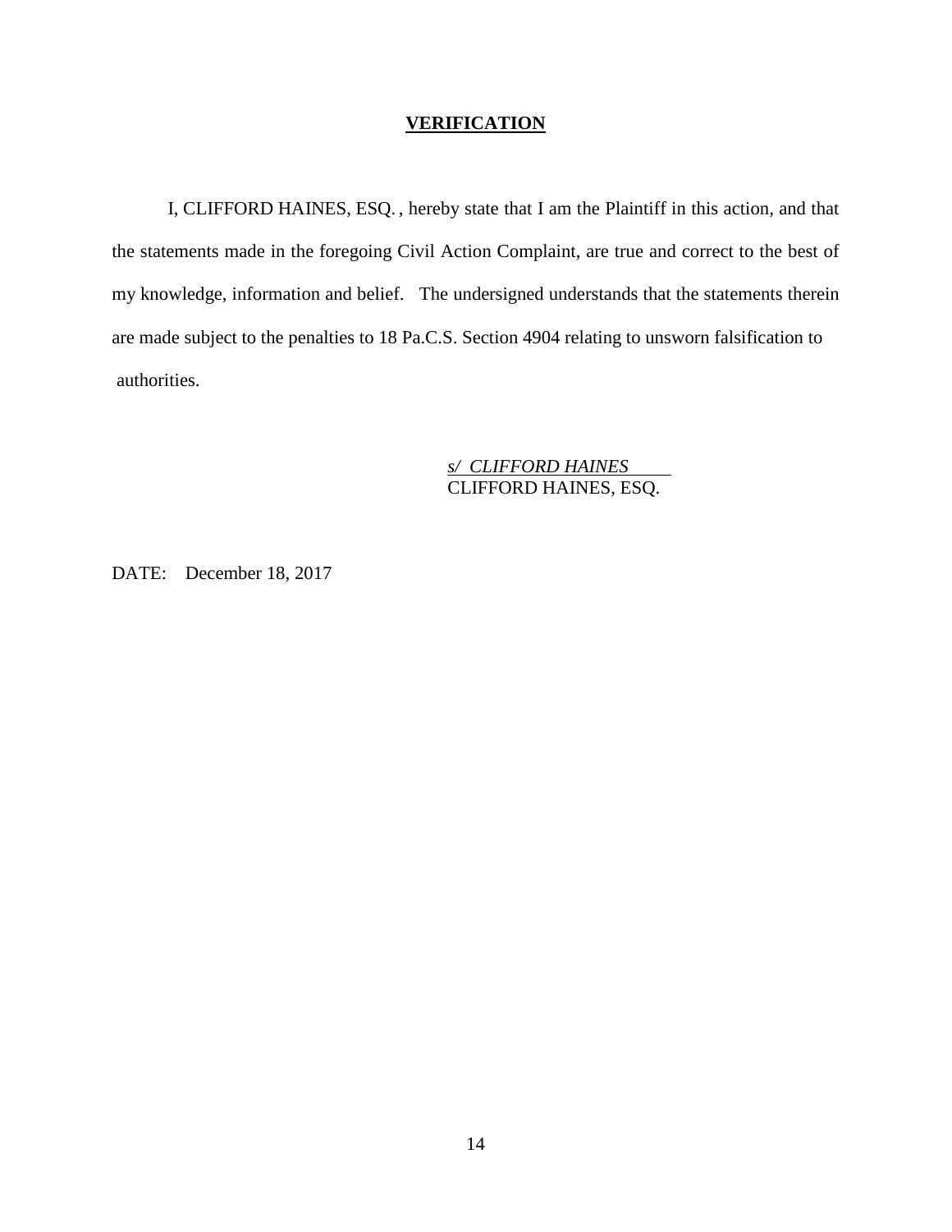## VERIFICATION

I, CLIFFORD HAINES, ESQ. , hereby state that I am the Plaintiff in this action, and that the statements made in the foregoing Civil Action Complaint, are true and correct to the best of my knowledge, information and belief. The undersigned understands that the statements therein are made subject to the penalties to 18 Pa.C.S. Section 4904 relating to unsworn falsification to authorities.

*s/ CLIFFORD HAINES*
CLIFFORD HAINES, ESQ.

DATE: December 18, 2017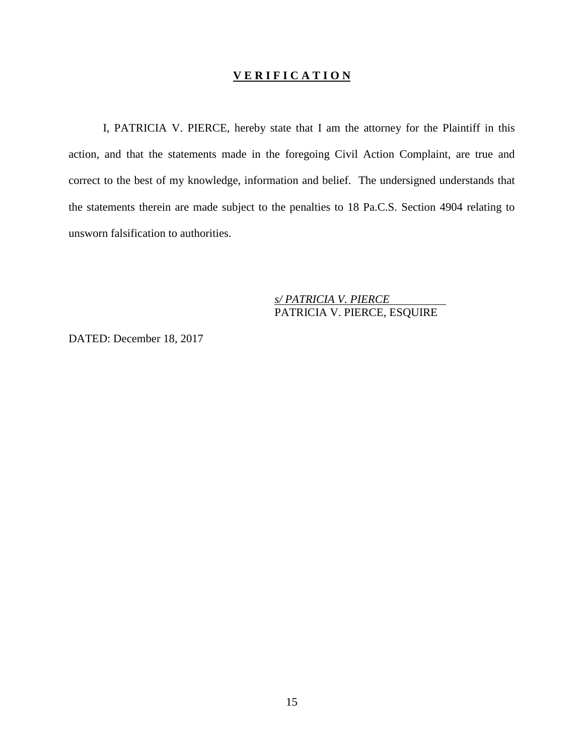## V E R I F I C A T I O N

I, PATRICIA V. PIERCE, hereby state that I am the attorney for the Plaintiff in this action, and that the statements made in the foregoing Civil Action Complaint, are true and correct to the best of my knowledge, information and belief. The undersigned understands that the statements therein are made subject to the penalties to 18 Pa.C.S. Section 4904 relating to unsworn falsification to authorities.

*s/ PATRICIA V. PIERCE*
PATRICIA V. PIERCE, ESQUIRE

DATED: December 18, 2017